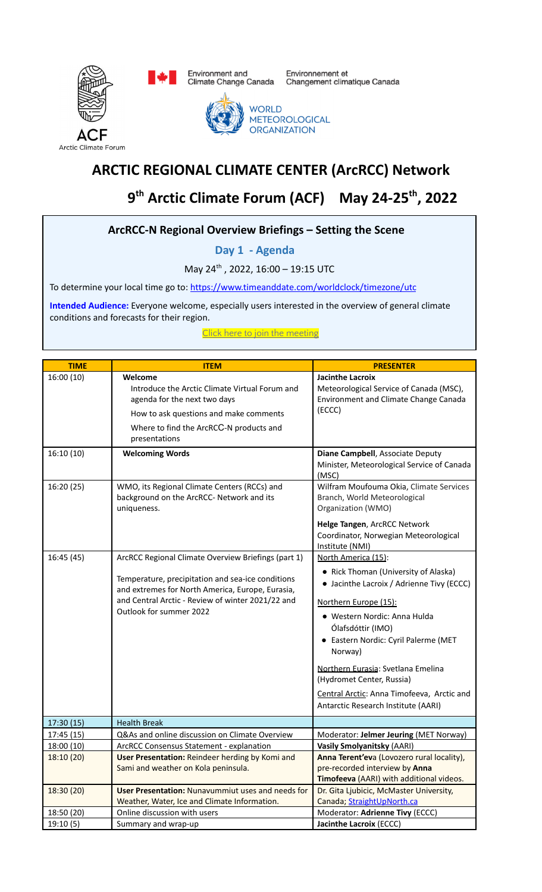ACF
Arctic Climate Forum

Environment and Climate Change Canada | Environnement et Changement climatique Canada

WORLD METEOROLOGICAL ORGANIZATION

# ARCTIC REGIONAL CLIMATE CENTER (ArcRCC) Network

# 9th Arctic Climate Forum (ACF) May 24-25th, 2022

## ArcRCC-N Regional Overview Briefings – Setting the Scene

### Day 1 - Agenda

May 24th, 2022, 16:00 – 19:15 UTC

To determine your local time go to: https://www.timeanddate.com/worldclock/timezone/utc

**Intended Audience:** Everyone welcome, especially users interested in the overview of general climate conditions and forecasts for their region.

Click here to join the meeting

| TIME | ITEM | PRESENTER |
|---|---|---|
| 16:00 (10) | **Welcome**<br>Introduce the Arctic Climate Virtual Forum and agenda for the next two days<br>How to ask questions and make comments<br>Where to find the ArcRCC-N products and presentations | **Jacinthe Lacroix**<br>Meteorological Service of Canada (MSC), Environment and Climate Change Canada (ECCC) |
| 16:10 (10) | **Welcoming Words** | **Diane Campbell**, Associate Deputy Minister, Meteorological Service of Canada (MSC) |
| 16:20 (25) | WMO, its Regional Climate Centers (RCCs) and background on the ArcRCC- Network and its uniqueness. | Wilfram Moufouma Okia, Climate Services Branch, World Meteorological Organization (WMO)<br>**Helge Tangen**, ArcRCC Network Coordinator, Norwegian Meteorological Institute (NMI) |
| 16:45 (45) | ArcRCC Regional Climate Overview Briefings (part 1)<br>Temperature, precipitation and sea-ice conditions and extremes for North America, Europe, Eurasia, and Central Arctic - Review of winter 2021/22 and Outlook for summer 2022 | North America (15):<br>• Rick Thoman (University of Alaska)<br>• Jacinthe Lacroix / Adrienne Tivy (ECCC)<br>Northern Europe (15):<br>• Western Nordic: Anna Hulda Ólafsdóttir (IMO)<br>• Eastern Nordic: Cyril Palerme (MET Norway)<br>Northern Eurasia: Svetlana Emelina (Hydromet Center, Russia)<br>Central Arctic: Anna Timofeeva, Arctic and Antarctic Research Institute (AARI) |
| 17:30 (15) | Health Break | |
| 17:45 (15) | Q&As and online discussion on Climate Overview | Moderator: **Jelmer Jeuring** (MET Norway) |
| 18:00 (10) | ArcRCC Consensus Statement - explanation | **Vasily Smolyanitsky** (AARI) |
| 18:10 (20) | **User Presentation:** Reindeer herding by Komi and Sami and weather on Kola peninsula. | **Anna Terent'eva** (Lovozero rural locality), pre-recorded interview by **Anna Timofeeva** (AARI) with additional videos. |
| 18:30 (20) | **User Presentation:** Nunavummiut uses and needs for Weather, Water, Ice and Climate Information. | Dr. Gita Ljubicic, McMaster University, Canada; StraightUpNorth.ca |
| 18:50 (20) | Online discussion with users | Moderator: **Adrienne Tivy** (ECCC) |
| 19:10 (5) | Summary and wrap-up | **Jacinthe Lacroix** (ECCC) |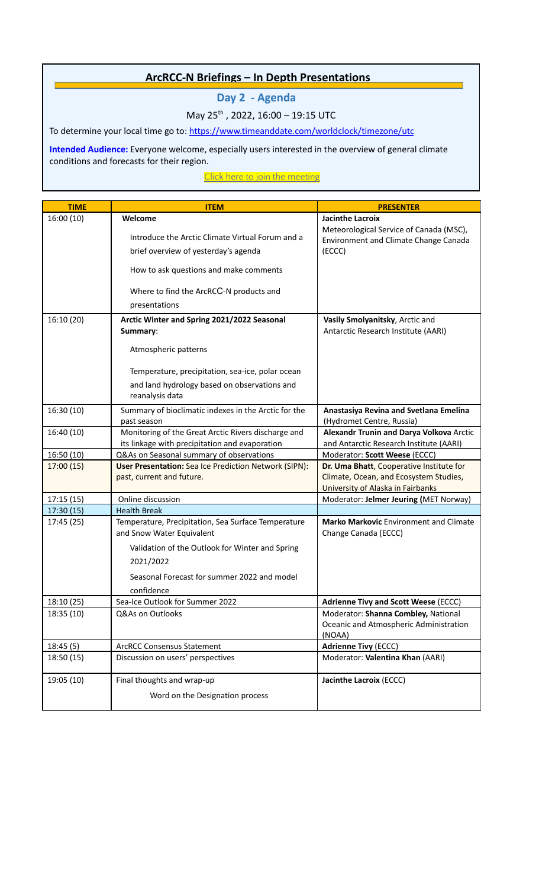## ArcRCC-N Briefings – In Depth Presentations

### Day 2 - Agenda

May 25th, 2022, 16:00 – 19:15 UTC

To determine your local time go to: https://www.timeanddate.com/worldclock/timezone/utc

**Intended Audience:** Everyone welcome, especially users interested in the overview of general climate conditions and forecasts for their region.

Click here to join the meeting

| TIME | ITEM | PRESENTER |
|---|---|---|
| 16:00 (10) | **Welcome**<br>Introduce the Arctic Climate Virtual Forum and a brief overview of yesterday's agenda<br>How to ask questions and make comments<br>Where to find the ArcRCC-N products and presentations | **Jacinthe Lacroix**<br>Meteorological Service of Canada (MSC), Environment and Climate Change Canada (ECCC) |
| 16:10 (20) | **Arctic Winter and Spring 2021/2022 Seasonal Summary**:<br>Atmospheric patterns<br>Temperature, precipitation, sea-ice, polar ocean and land hydrology based on observations and reanalysis data | **Vasily Smolyanitsky**, Arctic and Antarctic Research Institute (AARI) |
| 16:30 (10) | Summary of bioclimatic indexes in the Arctic for the past season | **Anastasiya Revina and Svetlana Emelina** (Hydromet Centre, Russia) |
| 16:40 (10) | Monitoring of the Great Arctic Rivers discharge and its linkage with precipitation and evaporation | **Alexandr Trunin and Darya Volkova** Arctic and Antarctic Research Institute (AARI) |
| 16:50 (10) | Q&As on Seasonal summary of observations | Moderator: **Scott Weese** (ECCC) |
| 17:00 (15) | **User Presentation:** Sea Ice Prediction Network (SIPN): past, current and future. | **Dr. Uma Bhatt**, Cooperative Institute for Climate, Ocean, and Ecosystem Studies, University of Alaska in Fairbanks |
| 17:15 (15) | Online discussion | Moderator: **Jelmer Jeuring (**MET Norway) |
| 17:30 (15) | Health Break | |
| 17:45 (25) | Temperature, Precipitation, Sea Surface Temperature and Snow Water Equivalent<br>Validation of the Outlook for Winter and Spring 2021/2022<br>Seasonal Forecast for summer 2022 and model confidence | **Marko Markovic** Environment and Climate Change Canada (ECCC) |
| 18:10 (25) | Sea-Ice Outlook for Summer 2022 | **Adrienne Tivy and Scott Weese** (ECCC) |
| 18:35 (10) | Q&As on Outlooks | Moderator: **Shanna Combley,** National Oceanic and Atmospheric Administration (NOAA) |
| 18:45 (5) | ArcRCC Consensus Statement | **Adrienne Tivy** (ECCC) |
| 18:50 (15) | Discussion on users' perspectives | Moderator: **Valentina Khan** (AARI) |
| 19:05 (10) | Final thoughts and wrap-up<br>Word on the Designation process | **Jacinthe Lacroix** (ECCC) |